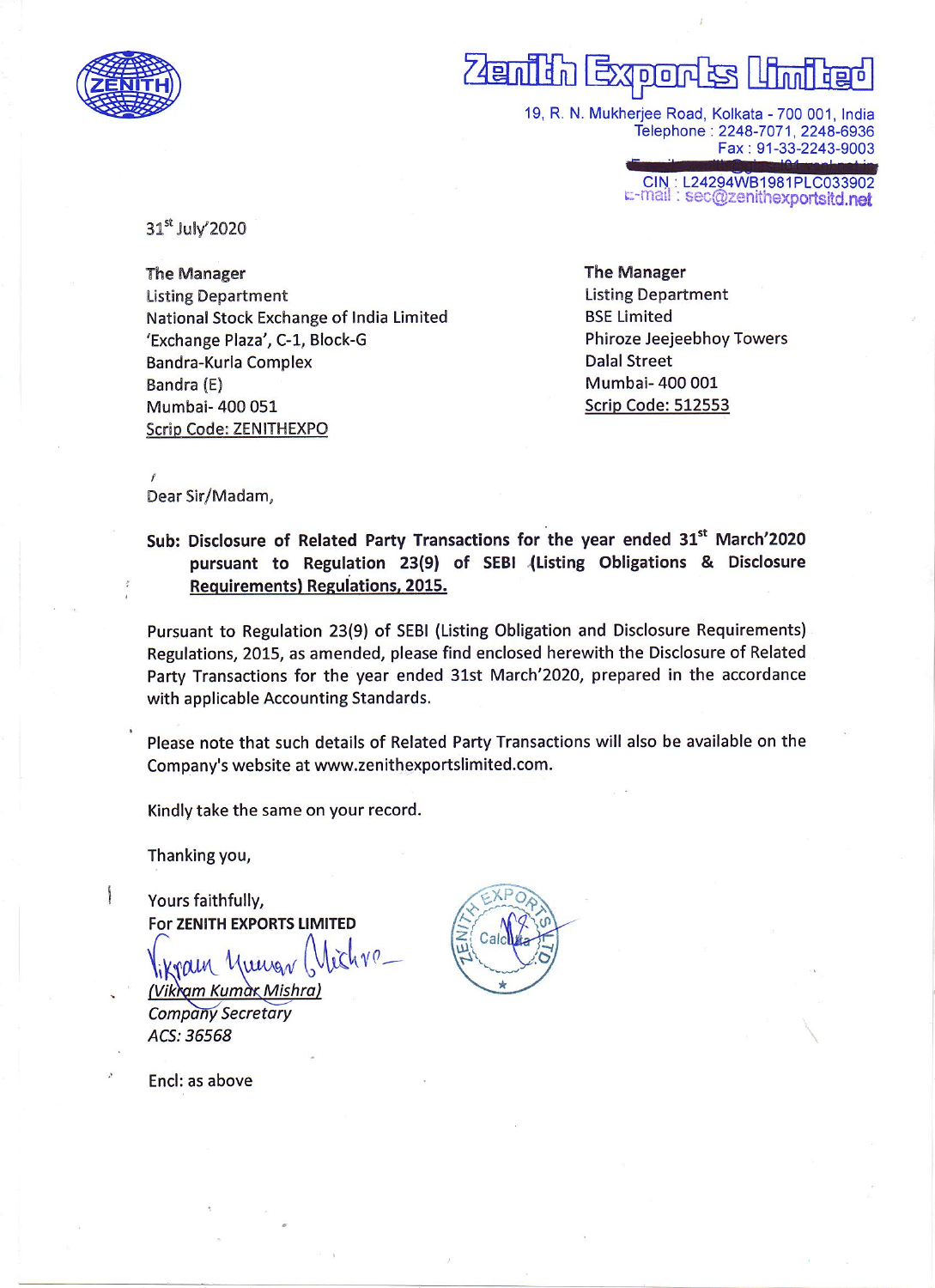# Zenith Exports Limited

19, R. N. Mukherjee Road, Kolkata - 700 001, India
Telephone : 2248-7071, 2248-6936
Fax : 91-33-2243-9003
CIN : L24294WB1981PLC033902
E-mail : sec@zenithexportsltd.net

31st July'2020

**The Manager**
Listing Department
National Stock Exchange of India Limited
'Exchange Plaza', C-1, Block-G
Bandra-Kurla Complex
Bandra (E)
Mumbai- 400 051
Scrip Code: ZENITHEXPO

**The Manager**
Listing Department
BSE Limited
Phiroze Jeejeebhoy Towers
Dalal Street
Mumbai- 400 001
Scrip Code: 512553

Dear Sir/Madam,

**Sub: Disclosure of Related Party Transactions for the year ended 31st March'2020 pursuant to Regulation 23(9) of SEBI (Listing Obligations & Disclosure Requirements) Regulations, 2015.**

Pursuant to Regulation 23(9) of SEBI (Listing Obligation and Disclosure Requirements) Regulations, 2015, as amended, please find enclosed herewith the Disclosure of Related Party Transactions for the year ended 31st March'2020, prepared in the accordance with applicable Accounting Standards.

Please note that such details of Related Party Transactions will also be available on the Company's website at www.zenithexportslimited.com.

Kindly take the same on your record.

Thanking you,

Yours faithfully,
For **ZENITH EXPORTS LIMITED**

(Vikram Kumar Mishra)
*Company Secretary*
*ACS: 36568*

Encl: as above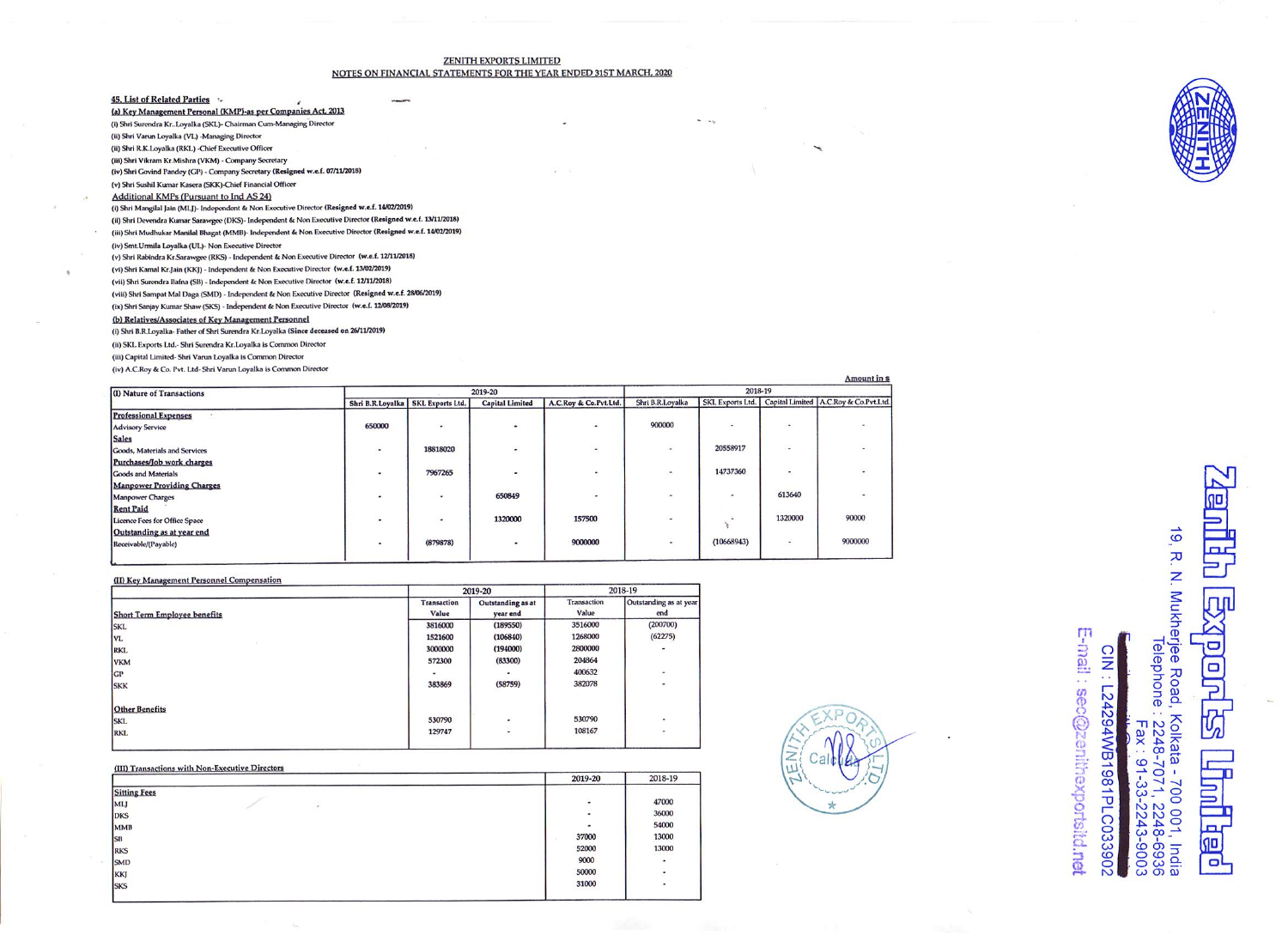ZENITH EXPORTS LIMITED

NOTES ON FINANCIAL STATEMENTS FOR THE YEAR ENDED 31ST MARCH, 2020

**45. List of Related Parties**

**(a) Key Management Personal (KMP)-as per Companies Act, 2013**

(i) Shri Surendra Kr. Loyalka (SKL)- Chairman Cum-Managing Director

(ii) Shri Varun Loyalka (VL) -Managing Director

(ii) Shri R.K.Loyalka (RKL) -Chief Executive Officer

(iii) Shri Vikram Kr.Mishra (VKM) - Company Secretary

(iv) Shri Govind Pandey (GP) - Company Secretary **(Resigned w.e.f. 07/11/2018)**

(v) Shri Sushil Kumar Kasera (SKK)-Chief Financial Officer

Additional KMPs (Pursuant to Ind AS 24)

(i) Shri Mangilal Jain (MLJ)- Independent & Non Executive Director **(Resigned w.e.f. 14/02/2019)**

(ii) Shri Devendra Kumar Sarawgee (DKS)- Independent & Non Executive Director **(Resigned w.e.f. 13/11/2018)**

(iii) Shri Mudhukar Manilal Bhagat (MMB)- Independent & Non Executive Director **(Resigned w.e.f. 14/02/2019)**

(iv) Smt.Urmila Loyalka (UL)- Non Executive Director

(v) Shri Rabindra Kr.Sarawgee (RKS) - Independent & Non Executive Director **(w.e.f. 12/11/2018)**

(vi) Shri Kamal Kr.Jain (KKJ) - Independent & Non Executive Director **(w.e.f. 13/02/2019)**

(vii) Shri Surendra Bafna (SB) - Independent & Non Executive Director **(w.e.f. 12/11/2018)**

(viii) Shri Sampat Mal Daga (SMD) - Independent & Non Executive Director **(Resigned w.e.f. 28/06/2019)**

(ix) Shri Sanjay Kumar Shaw (SKS) - Independent & Non Executive Director **(w.e.f. 12/08/2019)**

**(b) Relatives/Associates of Key Management Personnel**

(i) Shri B.R.Loyalka- Father of Shri Surendra Kr.Loyalka **(Since deceased on 26/11/2019)**

(ii) SKL Exports Ltd.- Shri Surendra Kr.Loyalka is Common Director

(iii) Capital Limited- Shri Varun Loyalka is Common Director

(iv) A.C.Roy & Co. Pvt. Ltd- Shri Varun Loyalka is Common Director

Amount in ₹

| (I) Nature of Transactions | 2019-20 | | | | 2018-19 | | | |
|---|---|---|---|---|---|---|---|---|
| | Shri B.R.Loyalka | SKL Exports Ltd. | Capital Limited | A.C.Roy & Co.Pvt.Ltd. | Shri B.R.Loyalka | SKL Exports Ltd. | Capital Limited | A.C.Roy & Co.Pvt.Ltd. |
| **Professional Expenses** | | | | | | | | |
| Advisory Service | 650000 | - | - | - | 900000 | - | - | - |
| **Sales** | | | | | | | | |
| Goods, Materials and Services | - | 18818020 | - | - | - | 20558917 | - | - |
| **Purchases/Job work charges** | | | | | | | | |
| Goods and Materials | - | 7967265 | - | - | - | 14737360 | - | - |
| **Manpower Providing Charges** | | | | | | | | |
| Manpower Charges | - | - | 650849 | - | - | - | 613640 | - |
| **Rent Paid** | | | | | | | | |
| Licence Fees for Office Space | - | - | 1320000 | 157500 | - | - | 1320000 | 90000 |
| **Outstanding as at year end** | | | | | | | | |
| Receivable/(Payable) | - | (879878) | - | 9000000 | - | (10668943) | - | 9000000 |

**(II) Key Management Personnel Compensation**

| | 2019-20 | | 2018-19 | |
|---|---|---|---|---|
| **Short Term Employee benefits** | Transaction Value | Outstanding as at year end | Transaction Value | Outstanding as at year end |
| SKL | 3816000 | (189550) | 3516000 | (200700) |
| VL | 1521600 | (106840) | 1268000 | (62275) |
| RKL | 3000000 | (194000) | 2800000 | - |
| VKM | 572300 | (83300) | 204864 | |
| GP | - | - | 400632 | - |
| SKK | 383869 | (58759) | 382078 | - |
| **Other Benefits** | | | | |
| SKL | 530790 | - | 530790 | - |
| RKL | 129747 | - | 108167 | - |

**(III) Transactions with Non-Executive Directors**

| | 2019-20 | 2018-19 |
|---|---|---|
| **Sitting Fees** | | |
| MLJ | - | 47000 |
| DKS | - | 36000 |
| MMB | - | 54000 |
| SB | 37000 | 13000 |
| RKS | 52000 | 13000 |
| SMD | 9000 | - |
| KKJ | 50000 | - |
| SKS | 31000 | - |

Zenith Exports Limited

19, R. N. Mukherjee Road, Kolkata - 700 001, India

Telephone : 2248-7071, 2248-6936

Fax : 91-33-2243-9003

CIN : L24294WB1981PLC033902

E-mail : sec@zenithexportsltd.net